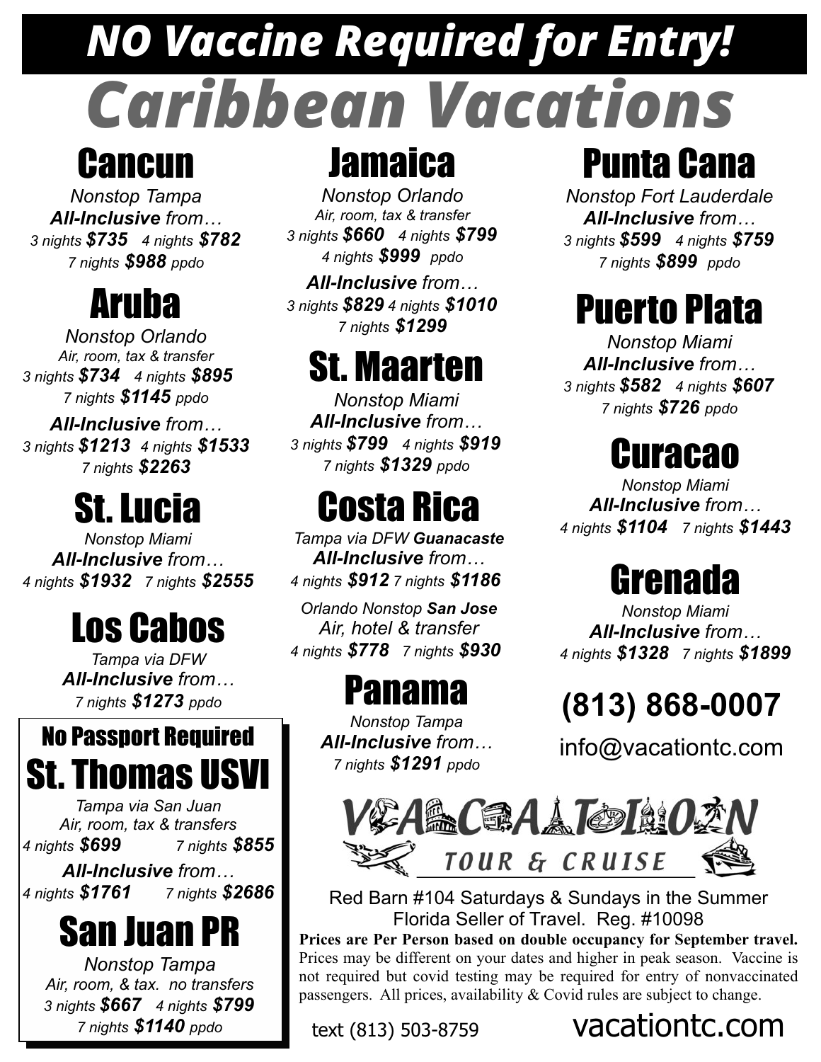# NO Vaccine Required for Entry!

# Caribbean Vacations

## Cancun

*Nonstop Tampa*
***All-Inclusive** from…*
*3 nights **$735** 4 nights **$782***
*7 nights **$988** ppdo*

## Aruba

*Nonstop Orlando*
*Air, room, tax & transfer*
*3 nights **$734** 4 nights **$895***
*7 nights **$1145** ppdo*

***All-Inclusive** from…*
*3 nights **$1213** 4 nights **$1533***
*7 nights **$2263***

## St. Lucia

*Nonstop Miami*
***All-Inclusive** from…*
*4 nights **$1932** 7 nights **$2555***

## Los Cabos

*Tampa via DFW*
***All-Inclusive** from…*
*7 nights **$1273** ppdo*

## No Passport Required

## St. Thomas USVI

*Tampa via San Juan*
*Air, room, tax & transfers*
*4 nights **$699** 7 nights **$855***

***All-Inclusive** from…*
*4 nights **$1761** 7 nights **$2686***

## San Juan PR

*Nonstop Tampa*
*Air, room, & tax. no transfers*
*3 nights **$667** 4 nights **$799***
*7 nights **$1140** ppdo*

## Jamaica

*Nonstop Orlando*
*Air, room, tax & transfer*
*3 nights **$660** 4 nights **$799***
*4 nights **$999** ppdo*

***All-Inclusive** from…*
*3 nights **$829** 4 nights **$1010***
*7 nights **$1299***

## St. Maarten

*Nonstop Miami*
***All-Inclusive** from…*
*3 nights **$799** 4 nights **$919***
*7 nights **$1329** ppdo*

## Costa Rica

*Tampa via DFW **Guanacaste***
***All-Inclusive** from…*
*4 nights **$912** 7 nights **$1186***

*Orlando Nonstop **San Jose***
*Air, hotel & transfer*
*4 nights **$778** 7 nights **$930***

## Panama

*Nonstop Tampa*
***All-Inclusive** from…*
*7 nights **$1291** ppdo*

## Punta Cana

*Nonstop Fort Lauderdale*
***All-Inclusive** from…*
*3 nights **$599** 4 nights **$759***
*7 nights **$899** ppdo*

## Puerto Plata

*Nonstop Miami*
***All-Inclusive** from…*
*3 nights **$582** 4 nights **$607***
*7 nights **$726** ppdo*

## Curacao

*Nonstop Miami*
***All-Inclusive** from…*
*4 nights **$1104** 7 nights **$1443***

## Grenada

*Nonstop Miami*
***All-Inclusive** from…*
*4 nights **$1328** 7 nights **$1899***

**(813) 868-0007**

info@vacationtc.com

VACATION TOUR & CRUISE

Red Barn #104 Saturdays & Sundays in the Summer
Florida Seller of Travel. Reg. #10098

**Prices are Per Person based on double occupancy for September travel.** Prices may be different on your dates and higher in peak season. Vaccine is not required but covid testing may be required for entry of nonvaccinated passengers. All prices, availability & Covid rules are subject to change.

text (813) 503-8759

vacationtc.com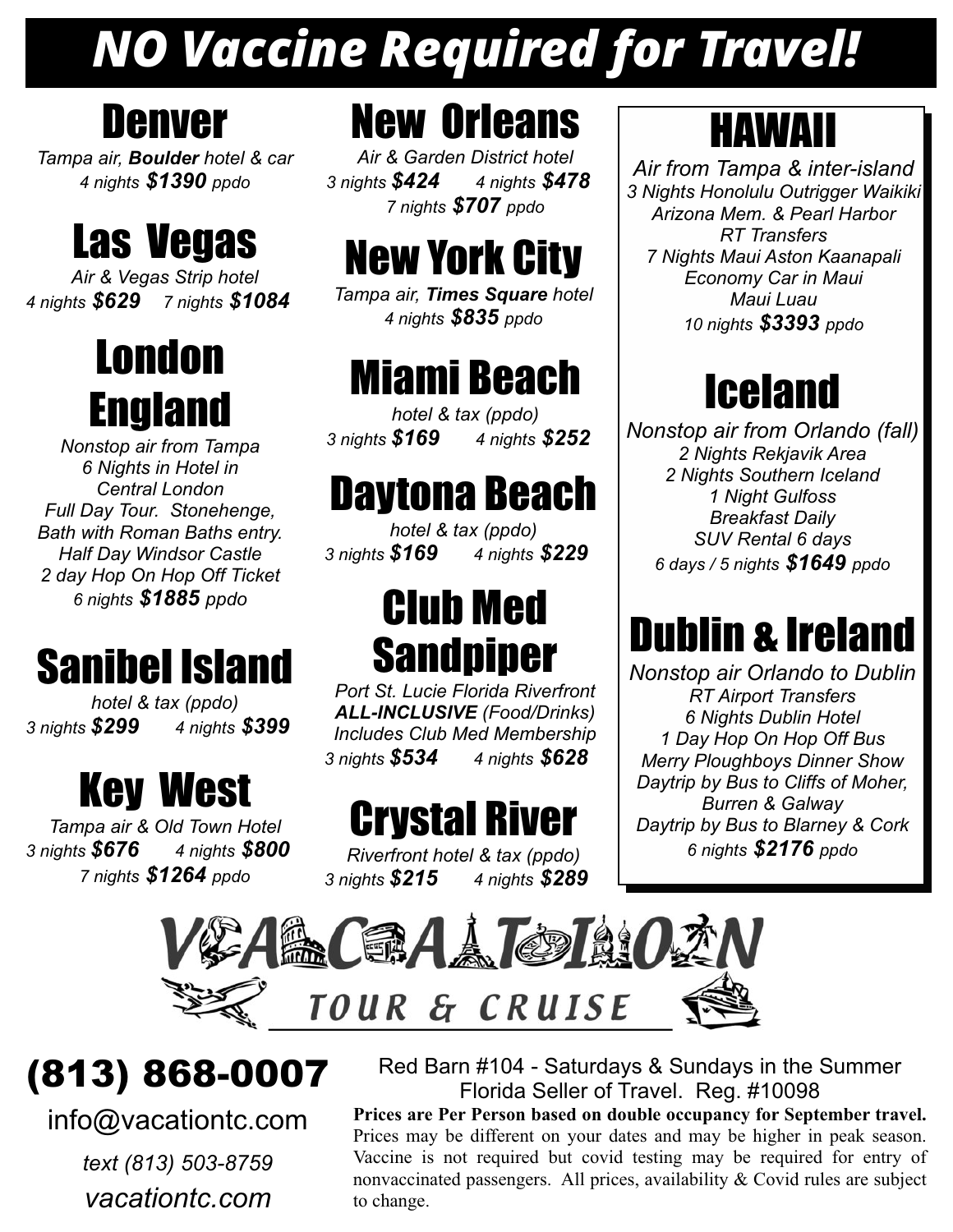# NO Vaccine Required for Travel!

## Denver

*Tampa air, **Boulder** hotel & car*
*4 nights **$1390** ppdo*

## Las Vegas

*Air & Vegas Strip hotel*
*4 nights **$629** 7 nights **$1084***

## London England

*Nonstop air from Tampa*
*6 Nights in Hotel in Central London*
*Full Day Tour. Stonehenge, Bath with Roman Baths entry.*
*Half Day Windsor Castle*
*2 day Hop On Hop Off Ticket*
*6 nights **$1885** ppdo*

## Sanibel Island

*hotel & tax (ppdo)*
*3 nights **$299** 4 nights **$399***

## Key West

*Tampa air & Old Town Hotel*
*3 nights **$676** 4 nights **$800***
*7 nights **$1264** ppdo*

## New Orleans

*Air & Garden District hotel*
*3 nights **$424** 4 nights **$478***
*7 nights **$707** ppdo*

## New York City

*Tampa air, **Times Square** hotel*
*4 nights **$835** ppdo*

## Miami Beach

*hotel & tax (ppdo)*
*3 nights **$169** 4 nights **$252***

## Daytona Beach

*hotel & tax (ppdo)*
*3 nights **$169** 4 nights **$229***

## Club Med Sandpiper

*Port St. Lucie Florida Riverfront*
***ALL-INCLUSIVE** (Food/Drinks)*
*Includes Club Med Membership*
*3 nights **$534** 4 nights **$628***

## Crystal River

*Riverfront hotel & tax (ppdo)*
*3 nights **$215** 4 nights **$289***

## HAWAII

*Air from Tampa & inter-island*
*3 Nights Honolulu Outrigger Waikiki*
*Arizona Mem. & Pearl Harbor*
*RT Transfers*
*7 Nights Maui Aston Kaanapali*
*Economy Car in Maui*
*Maui Luau*
*10 nights **$3393** ppdo*

## Iceland

*Nonstop air from Orlando (fall)*
*2 Nights Rekjavik Area*
*2 Nights Southern Iceland*
*1 Night Gulfoss*
*Breakfast Daily*
*SUV Rental 6 days*
*6 days / 5 nights **$1649** ppdo*

## Dublin & Ireland

*Nonstop air Orlando to Dublin*
*RT Airport Transfers*
*6 Nights Dublin Hotel*
*1 Day Hop On Hop Off Bus*
*Merry Ploughboys Dinner Show*
*Daytrip by Bus to Cliffs of Moher, Burren & Galway*
*Daytrip by Bus to Blarney & Cork*
*6 nights **$2176** ppdo*

VACATION TOUR & CRUISE

**(813) 868-0007**

info@vacationtc.com

*text (813) 503-8759*

*vacationtc.com*

Red Barn #104 - Saturdays & Sundays in the Summer
Florida Seller of Travel. Reg. #10098

**Prices are Per Person based on double occupancy for September travel.** Prices may be different on your dates and may be higher in peak season. Vaccine is not required but covid testing may be required for entry of nonvaccinated passengers. All prices, availability & Covid rules are subject to change.